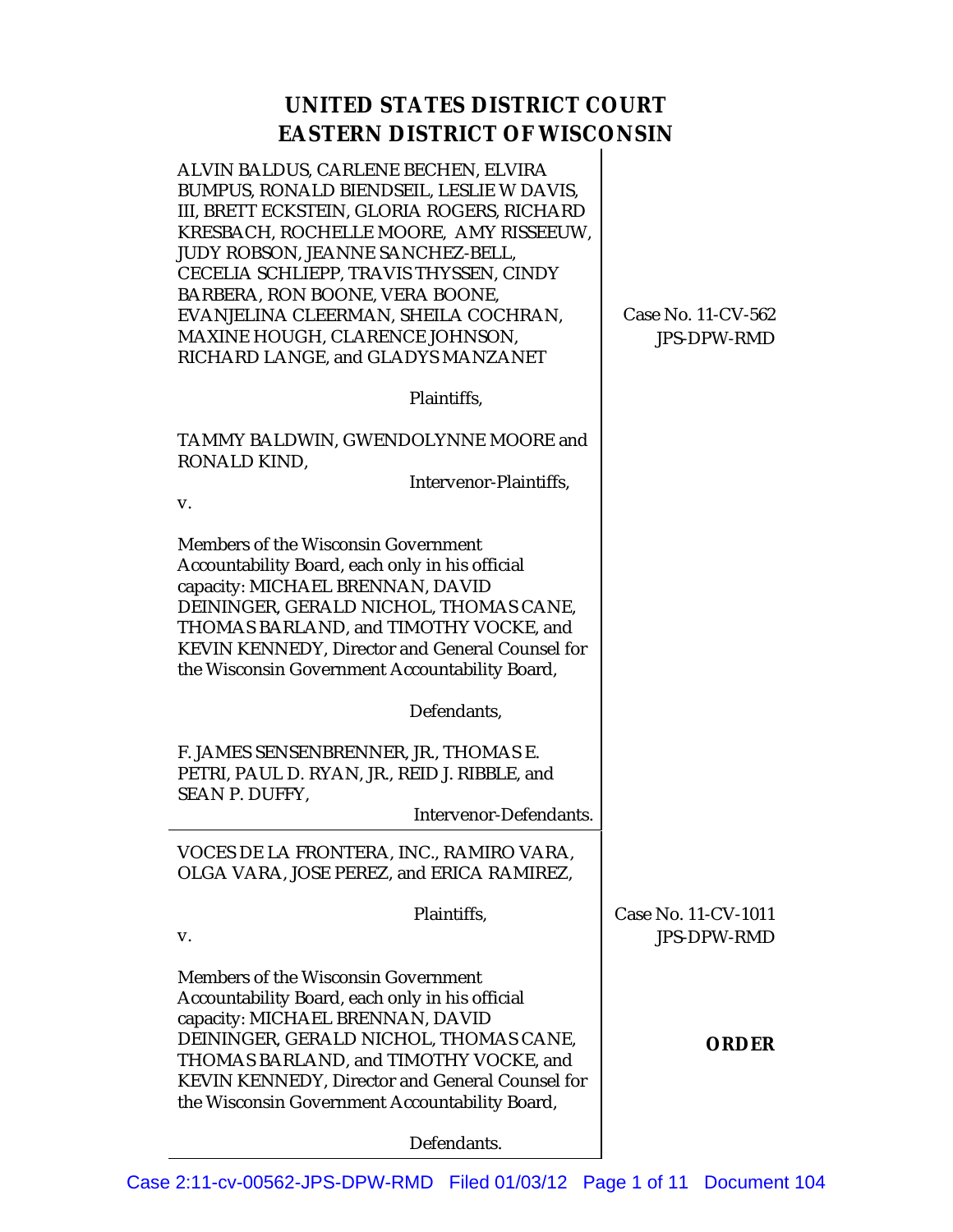# UNITED STATES DISTRICT COURT
# EASTERN DISTRICT OF WISCONSIN

ALVIN BALDUS, CARLENE BECHEN, ELVIRA BUMPUS, RONALD BIENDSEIL, LESLIE W DAVIS, III, BRETT ECKSTEIN, GLORIA ROGERS, RICHARD KRESBACH, ROCHELLE MOORE, AMY RISSEEUW, JUDY ROBSON, JEANNE SANCHEZ-BELL, CECELIA SCHLIEPP, TRAVIS THYSSEN, CINDY BARBERA, RON BOONE, VERA BOONE, EVANJELINA CLEERMAN, SHEILA COCHRAN, MAXINE HOUGH, CLARENCE JOHNSON, RICHARD LANGE, and GLADYS MANZANET

Plaintiffs,

TAMMY BALDWIN, GWENDOLYNNE MOORE and RONALD KIND,

Intervenor-Plaintiffs,

v.

Members of the Wisconsin Government Accountability Board, each only in his official capacity: MICHAEL BRENNAN, DAVID DEININGER, GERALD NICHOL, THOMAS CANE, THOMAS BARLAND, and TIMOTHY VOCKE, and KEVIN KENNEDY, Director and General Counsel for the Wisconsin Government Accountability Board,

Defendants,

F. JAMES SENSENBRENNER, JR., THOMAS E. PETRI, PAUL D. RYAN, JR., REID J. RIBBLE, and SEAN P. DUFFY,

Intervenor-Defendants.

Case No. 11-CV-562
JPS-DPW-RMD

---

VOCES DE LA FRONTERA, INC., RAMIRO VARA, OLGA VARA, JOSE PEREZ, and ERICA RAMIREZ,

Plaintiffs,

v.

Members of the Wisconsin Government Accountability Board, each only in his official capacity: MICHAEL BRENNAN, DAVID DEININGER, GERALD NICHOL, THOMAS CANE, THOMAS BARLAND, and TIMOTHY VOCKE, and KEVIN KENNEDY, Director and General Counsel for the Wisconsin Government Accountability Board,

Defendants.

Case No. 11-CV-1011
JPS-DPW-RMD

**ORDER**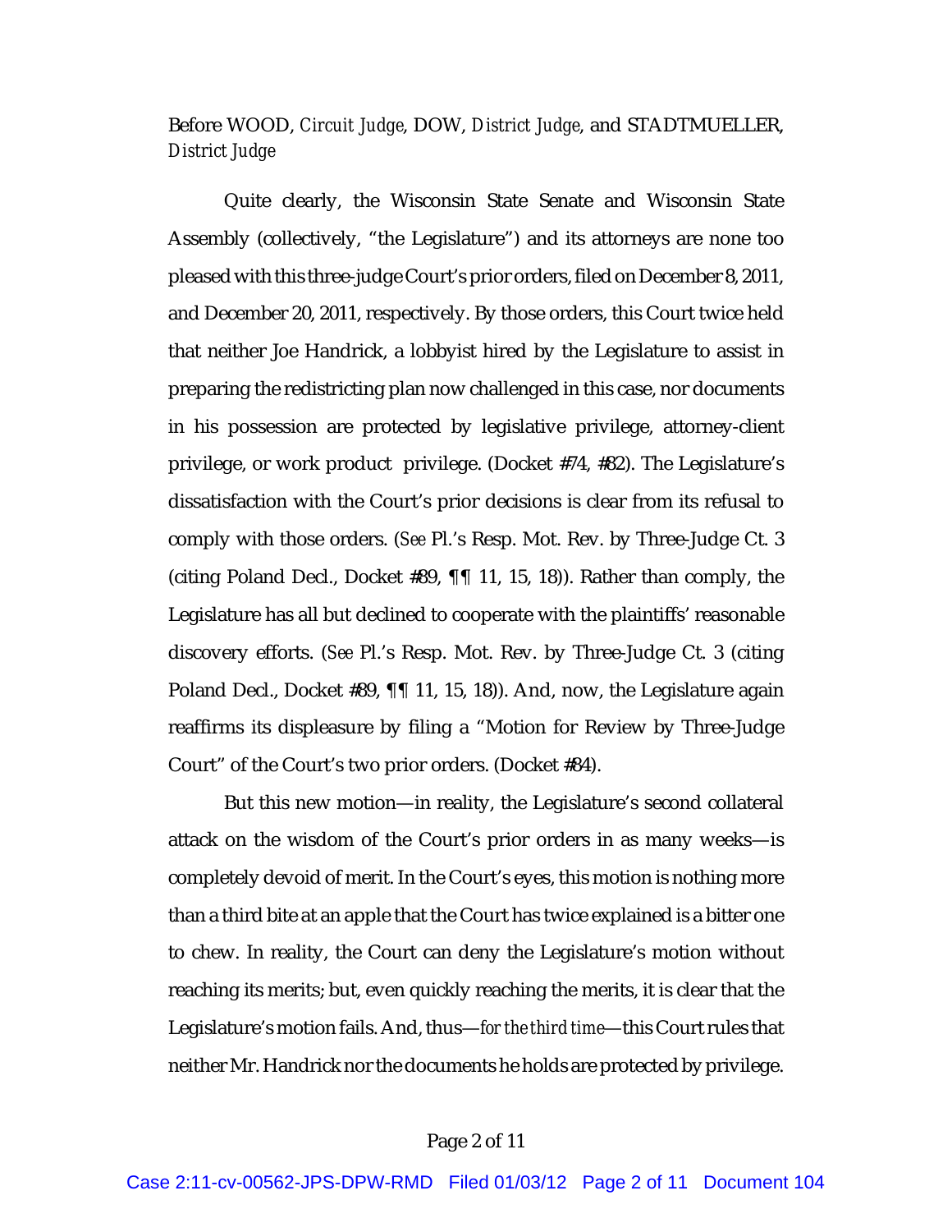Before WOOD, *Circuit Judge*, DOW, *District Judge*, and STADTMUELLER, *District Judge*

Quite clearly, the Wisconsin State Senate and Wisconsin State Assembly (collectively, "the Legislature") and its attorneys are none too pleased with this three-judge Court's prior orders, filed on December 8, 2011, and December 20, 2011, respectively. By those orders, this Court twice held that neither Joe Handrick, a lobbyist hired by the Legislature to assist in preparing the redistricting plan now challenged in this case, nor documents in his possession are protected by legislative privilege, attorney-client privilege, or work product privilege. (Docket #74, #82). The Legislature's dissatisfaction with the Court's prior decisions is clear from its refusal to comply with those orders. (*See* Pl.'s Resp. Mot. Rev. by Three-Judge Ct. 3 (citing Poland Decl., Docket #89, ¶¶ 11, 15, 18)). Rather than comply, the Legislature has all but declined to cooperate with the plaintiffs' reasonable discovery efforts. (*See* Pl.'s Resp. Mot. Rev. by Three-Judge Ct. 3 (citing Poland Decl., Docket #89, ¶¶ 11, 15, 18)). And, now, the Legislature again reaffirms its displeasure by filing a "Motion for Review by Three-Judge Court" of the Court's two prior orders. (Docket #84).

But this new motion—in reality, the Legislature's second collateral attack on the wisdom of the Court's prior orders in as many weeks—is completely devoid of merit. In the Court's eyes, this motion is nothing more than a third bite at an apple that the Court has twice explained is a bitter one to chew. In reality, the Court can deny the Legislature's motion without reaching its merits; but, even quickly reaching the merits, it is clear that the Legislature's motion fails. And, thus—*for the third time*—this Court rules that neither Mr. Handrick nor the documents he holds are protected by privilege.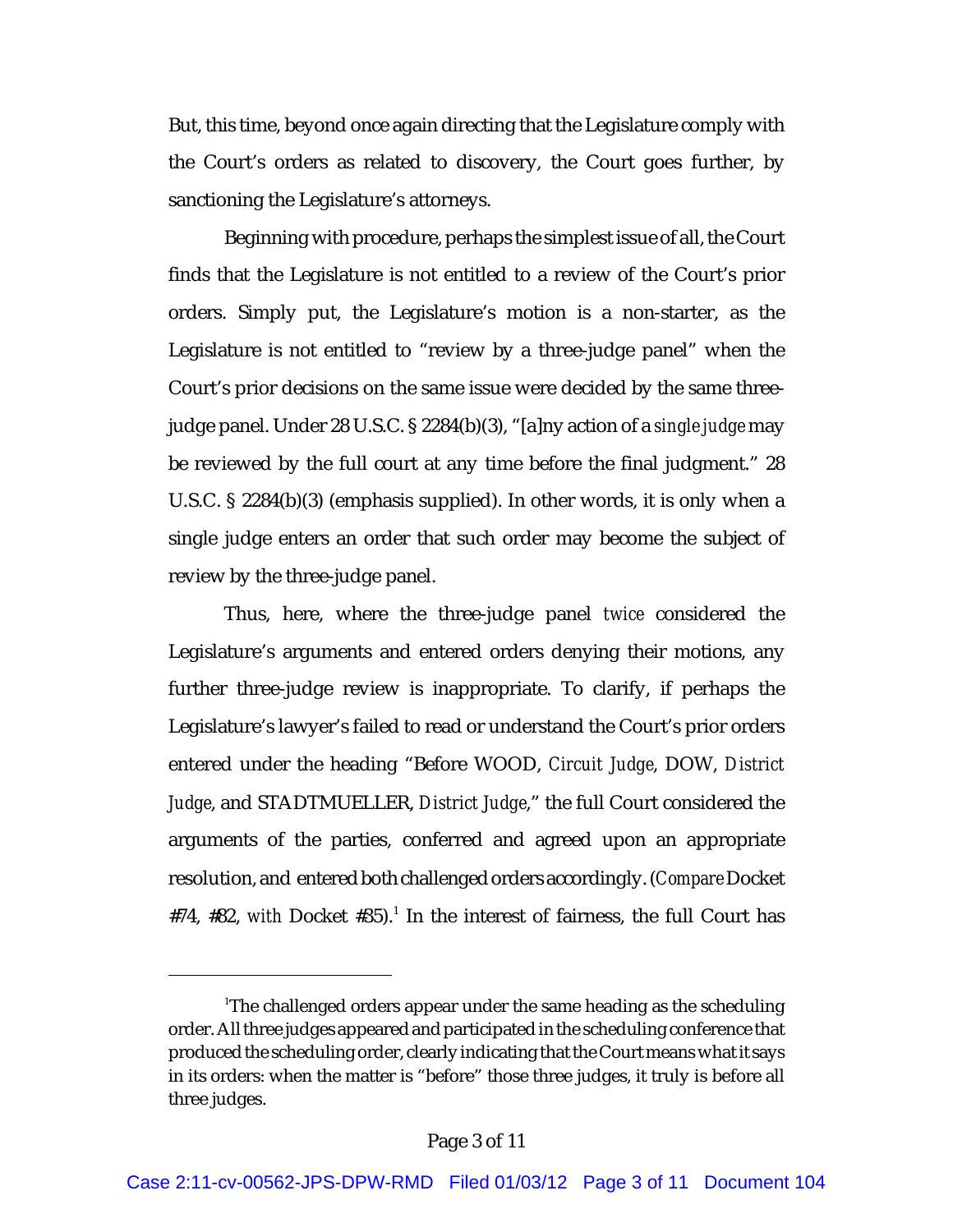But, this time, beyond once again directing that the Legislature comply with the Court's orders as related to discovery, the Court goes further, by sanctioning the Legislature's attorneys.

Beginning with procedure, perhaps the simplest issue of all, the Court finds that the Legislature is not entitled to a review of the Court's prior orders. Simply put, the Legislature's motion is a non-starter, as the Legislature is not entitled to "review by a three-judge panel" when the Court's prior decisions on the same issue were decided by the same three-judge panel. Under 28 U.S.C. § 2284(b)(3), "[a]ny action of a *single judge* may be reviewed by the full court at any time before the final judgment." 28 U.S.C. § 2284(b)(3) (emphasis supplied). In other words, it is only when a single judge enters an order that such order may become the subject of review by the three-judge panel.

Thus, here, where the three-judge panel *twice* considered the Legislature's arguments and entered orders denying their motions, any further three-judge review is inappropriate. To clarify, if perhaps the Legislature's lawyer's failed to read or understand the Court's prior orders entered under the heading "Before WOOD, *Circuit Judge*, DOW, *District Judge*, and STADTMUELLER, *District Judge*," the full Court considered the arguments of the parties, conferred and agreed upon an appropriate resolution, and entered both challenged orders accordingly. (*Compare* Docket #74, #82, *with* Docket #35).[1] In the interest of fairness, the full Court has

[1]The challenged orders appear under the same heading as the scheduling order. All three judges appeared and participated in the scheduling conference that produced the scheduling order, clearly indicating that the Court means what it says in its orders: when the matter is "before" those three judges, it truly is before all three judges.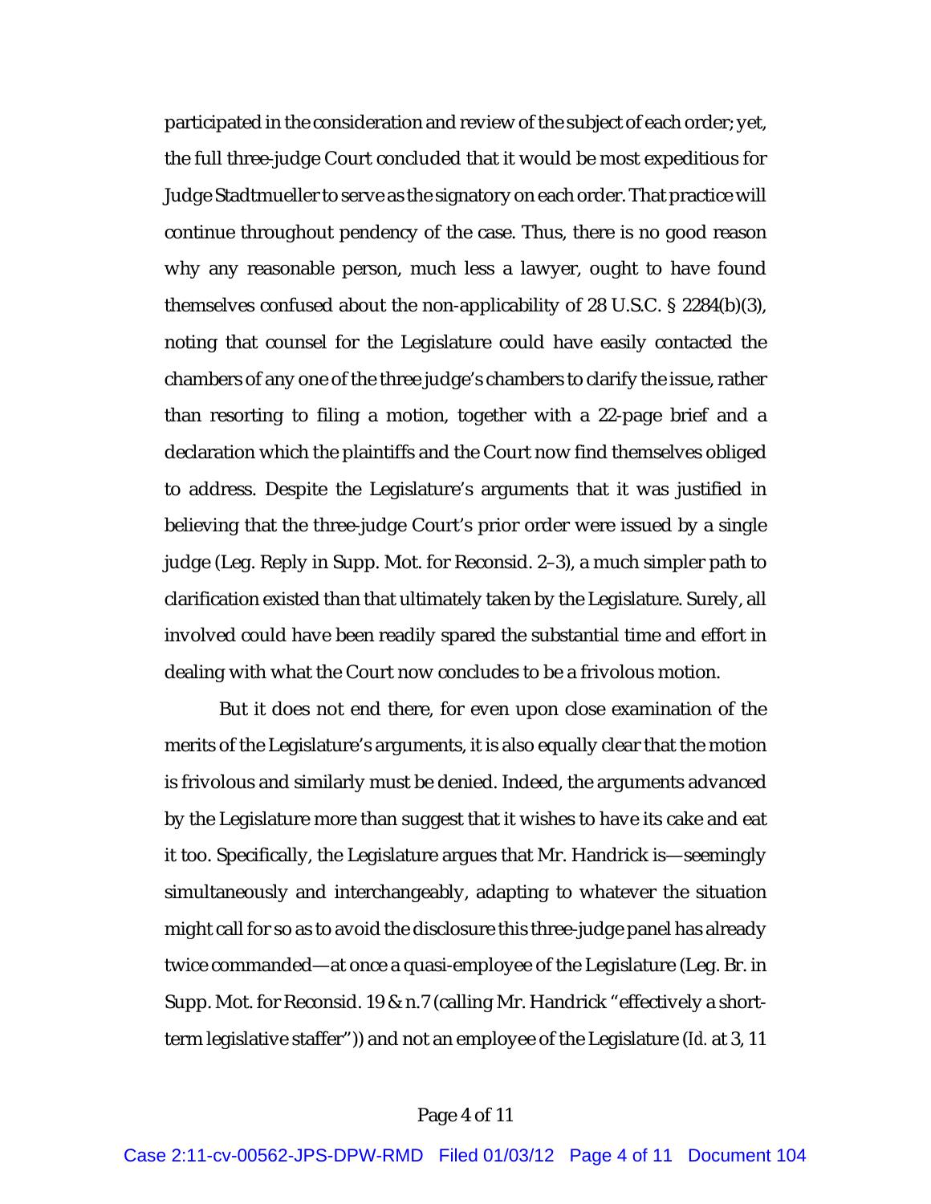participated in the consideration and review of the subject of each order; yet, the full three-judge Court concluded that it would be most expeditious for Judge Stadtmueller to serve as the signatory on each order. That practice will continue throughout pendency of the case. Thus, there is no good reason why any reasonable person, much less a lawyer, ought to have found themselves confused about the non-applicability of 28 U.S.C. § 2284(b)(3), noting that counsel for the Legislature could have easily contacted the chambers of any one of the three judge's chambers to clarify the issue, rather than resorting to filing a motion, together with a 22-page brief and a declaration which the plaintiffs and the Court now find themselves obliged to address. Despite the Legislature's arguments that it was justified in believing that the three-judge Court's prior order were issued by a single judge (Leg. Reply in Supp. Mot. for Reconsid. 2–3), a much simpler path to clarification existed than that ultimately taken by the Legislature. Surely, all involved could have been readily spared the substantial time and effort in dealing with what the Court now concludes to be a frivolous motion.

But it does not end there, for even upon close examination of the merits of the Legislature's arguments, it is also equally clear that the motion is frivolous and similarly must be denied. Indeed, the arguments advanced by the Legislature more than suggest that it wishes to have its cake and eat it too. Specifically, the Legislature argues that Mr. Handrick is—seemingly simultaneously and interchangeably, adapting to whatever the situation might call for so as to avoid the disclosure this three-judge panel has already twice commanded—at once a quasi-employee of the Legislature (Leg. Br. in Supp. Mot. for Reconsid. 19 & n.7 (calling Mr. Handrick "effectively a short-term legislative staffer")) and not an employee of the Legislature (*Id.* at 3, 11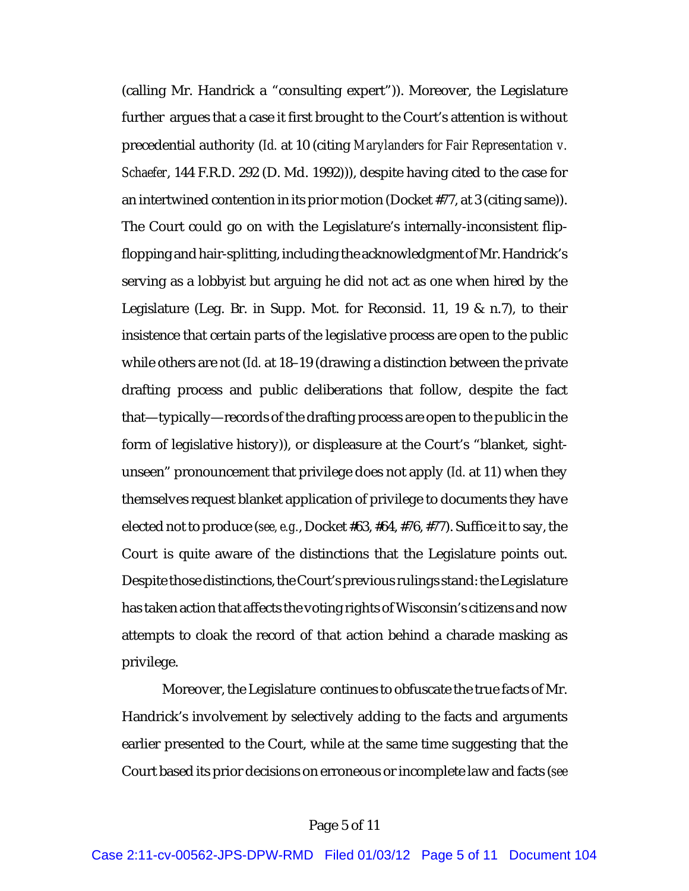(calling Mr. Handrick a "consulting expert")). Moreover, the Legislature further argues that a case it first brought to the Court's attention is without precedential authority (*Id.* at 10 (citing *Marylanders for Fair Representation v. Schaefer*, 144 F.R.D. 292 (D. Md. 1992))), despite having cited to the case for an intertwined contention in its prior motion (Docket #77, at 3 (citing same)). The Court could go on with the Legislature's internally-inconsistent flip-flopping and hair-splitting, including the acknowledgment of Mr. Handrick's serving as a lobbyist but arguing he did not act as one when hired by the Legislature (Leg. Br. in Supp. Mot. for Reconsid. 11, 19 & n.7), to their insistence that certain parts of the legislative process are open to the public while others are not (*Id.* at 18–19 (drawing a distinction between the private drafting process and public deliberations that follow, despite the fact that—typically—records of the drafting process are open to the public in the form of legislative history)), or displeasure at the Court's "blanket, sight-unseen" pronouncement that privilege does not apply (*Id.* at 11) when they themselves request blanket application of privilege to documents they have elected not to produce (*see, e.g.*, Docket #63, #64, #76, #77). Suffice it to say, the Court is quite aware of the distinctions that the Legislature points out. Despite those distinctions, the Court's previous rulings stand: the Legislature has taken action that affects the voting rights of Wisconsin's citizens and now attempts to cloak the record of that action behind a charade masking as privilege.

Moreover, the Legislature continues to obfuscate the true facts of Mr. Handrick's involvement by selectively adding to the facts and arguments earlier presented to the Court, while at the same time suggesting that the Court based its prior decisions on erroneous or incomplete law and facts (*see*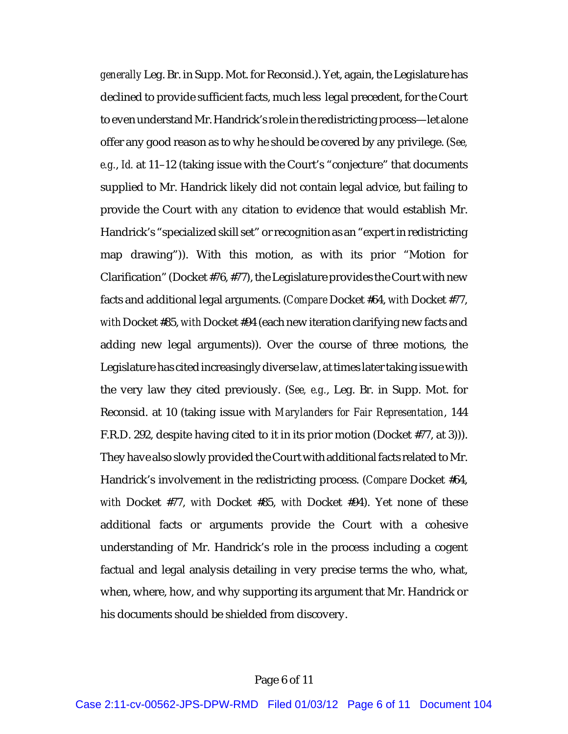*generally* Leg. Br. in Supp. Mot. for Reconsid.). Yet, again, the Legislature has declined to provide sufficient facts, much less legal precedent, for the Court to even understand Mr. Handrick's role in the redistricting process—let alone offer any good reason as to why he should be covered by any privilege. (*See, e.g.*, *Id.* at 11–12 (taking issue with the Court's "conjecture" that documents supplied to Mr. Handrick likely did not contain legal advice, but failing to provide the Court with *any* citation to evidence that would establish Mr. Handrick's "specialized skill set" or recognition as an "expert in redistricting map drawing")). With this motion, as with its prior "Motion for Clarification" (Docket #76, #77), the Legislature provides the Court with new facts and additional legal arguments. (*Compare* Docket #64, *with* Docket #77, *with* Docket #85, *with* Docket #94 (each new iteration clarifying new facts and adding new legal arguments)). Over the course of three motions, the Legislature has cited increasingly diverse law, at times later taking issue with the very law they cited previously. (*See, e.g.*, Leg. Br. in Supp. Mot. for Reconsid. at 10 (taking issue with *Marylanders for Fair Representation*, 144 F.R.D. 292, despite having cited to it in its prior motion (Docket #77, at 3))). They have also slowly provided the Court with additional facts related to Mr. Handrick's involvement in the redistricting process. (*Compare* Docket #64, *with* Docket #77, *with* Docket #85, *with* Docket #94). Yet none of these additional facts or arguments provide the Court with a cohesive understanding of Mr. Handrick's role in the process including a cogent factual and legal analysis detailing in very precise terms the who, what, when, where, how, and why supporting its argument that Mr. Handrick or his documents should be shielded from discovery.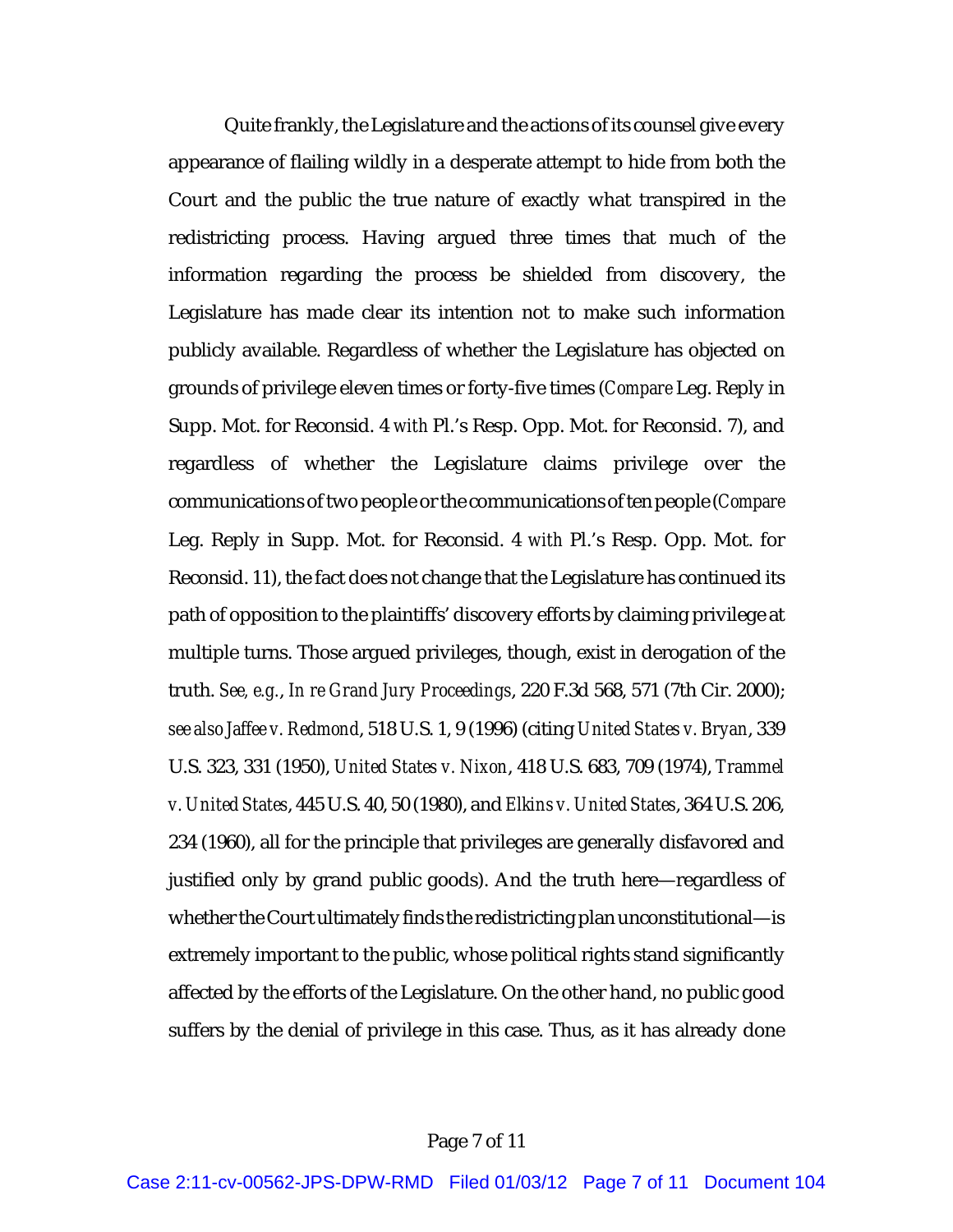Quite frankly, the Legislature and the actions of its counsel give every appearance of flailing wildly in a desperate attempt to hide from both the Court and the public the true nature of exactly what transpired in the redistricting process. Having argued three times that much of the information regarding the process be shielded from discovery, the Legislature has made clear its intention not to make such information publicly available. Regardless of whether the Legislature has objected on grounds of privilege eleven times or forty-five times (*Compare* Leg. Reply in Supp. Mot. for Reconsid. 4 *with* Pl.'s Resp. Opp. Mot. for Reconsid. 7), and regardless of whether the Legislature claims privilege over the communications of two people or the communications of ten people (*Compare* Leg. Reply in Supp. Mot. for Reconsid. 4 *with* Pl.'s Resp. Opp. Mot. for Reconsid. 11), the fact does not change that the Legislature has continued its path of opposition to the plaintiffs' discovery efforts by claiming privilege at multiple turns. Those argued privileges, though, exist in derogation of the truth. *See, e.g.*, *In re Grand Jury Proceedings*, 220 F.3d 568, 571 (7th Cir. 2000); *see also Jaffee v. Redmond*, 518 U.S. 1, 9 (1996) (citing *United States v. Bryan*, 339 U.S. 323, 331 (1950), *United States v. Nixon*, 418 U.S. 683, 709 (1974), *Trammel v. United States*, 445 U.S. 40, 50 (1980), and *Elkins v. United States*, 364 U.S. 206, 234 (1960), all for the principle that privileges are generally disfavored and justified only by grand public goods). And the truth here—regardless of whether the Court ultimately finds the redistricting plan unconstitutional—is extremely important to the public, whose political rights stand significantly affected by the efforts of the Legislature. On the other hand, no public good suffers by the denial of privilege in this case. Thus, as it has already done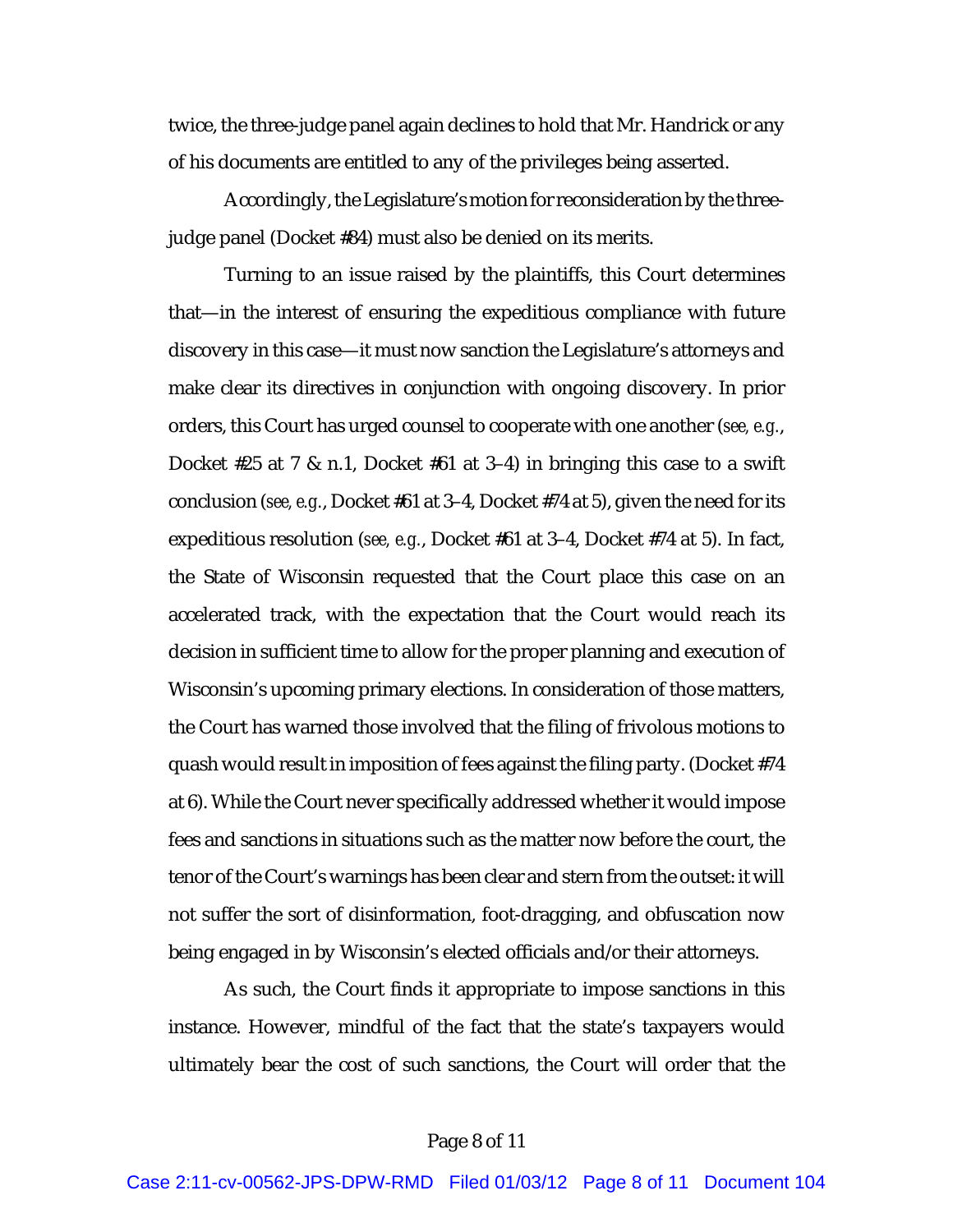twice, the three-judge panel again declines to hold that Mr. Handrick or any of his documents are entitled to any of the privileges being asserted.

Accordingly, the Legislature's motion for reconsideration by the three-judge panel (Docket #84) must also be denied on its merits.

Turning to an issue raised by the plaintiffs, this Court determines that—in the interest of ensuring the expeditious compliance with future discovery in this case—it must now sanction the Legislature's attorneys and make clear its directives in conjunction with ongoing discovery. In prior orders, this Court has urged counsel to cooperate with one another (*see, e.g.*, Docket #25 at 7 & n.1, Docket #61 at 3–4) in bringing this case to a swift conclusion (*see, e.g.*, Docket #61 at 3–4, Docket #74 at 5), given the need for its expeditious resolution (*see, e.g.*, Docket #61 at 3–4, Docket #74 at 5). In fact, the State of Wisconsin requested that the Court place this case on an accelerated track, with the expectation that the Court would reach its decision in sufficient time to allow for the proper planning and execution of Wisconsin's upcoming primary elections. In consideration of those matters, the Court has warned those involved that the filing of frivolous motions to quash would result in imposition of fees against the filing party. (Docket #74 at 6). While the Court never specifically addressed whether it would impose fees and sanctions in situations such as the matter now before the court, the tenor of the Court's warnings has been clear and stern from the outset: it will not suffer the sort of disinformation, foot-dragging, and obfuscation now being engaged in by Wisconsin's elected officials and/or their attorneys.

As such, the Court finds it appropriate to impose sanctions in this instance. However, mindful of the fact that the state's taxpayers would ultimately bear the cost of such sanctions, the Court will order that the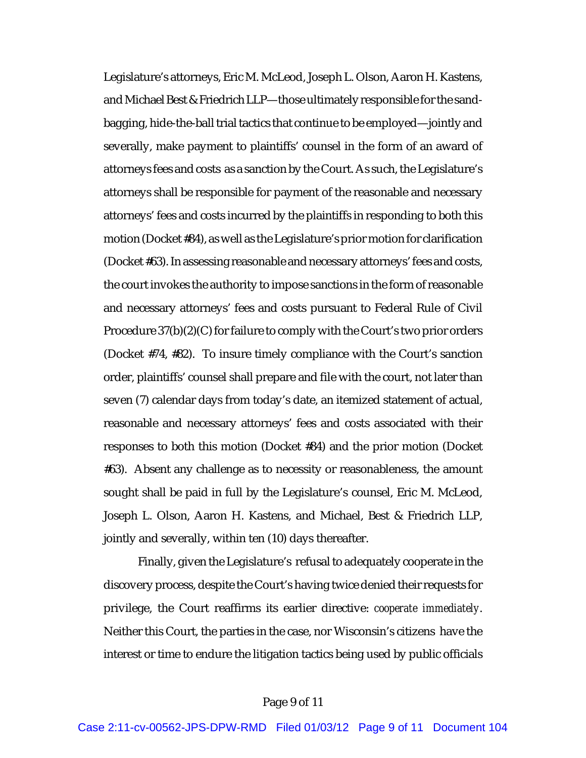Legislature's attorneys, Eric M. McLeod, Joseph L. Olson, Aaron H. Kastens, and Michael Best & Friedrich LLP—those ultimately responsible for the sand-bagging, hide-the-ball trial tactics that continue to be employed—jointly and severally, make payment to plaintiffs' counsel in the form of an award of attorneys fees and costs as a sanction by the Court. As such, the Legislature's attorneys shall be responsible for payment of the reasonable and necessary attorneys' fees and costs incurred by the plaintiffs in responding to both this motion (Docket #84), as well as the Legislature's prior motion for clarification (Docket #63). In assessing reasonable and necessary attorneys' fees and costs, the court invokes the authority to impose sanctions in the form of reasonable and necessary attorneys' fees and costs pursuant to Federal Rule of Civil Procedure 37(b)(2)(C) for failure to comply with the Court's two prior orders (Docket #74, #82). To insure timely compliance with the Court's sanction order, plaintiffs' counsel shall prepare and file with the court, not later than seven (7) calendar days from today's date, an itemized statement of actual, reasonable and necessary attorneys' fees and costs associated with their responses to both this motion (Docket #84) and the prior motion (Docket #63). Absent any challenge as to necessity or reasonableness, the amount sought shall be paid in full by the Legislature's counsel, Eric M. McLeod, Joseph L. Olson, Aaron H. Kastens, and Michael, Best & Friedrich LLP, jointly and severally, within ten (10) days thereafter.

Finally, given the Legislature's refusal to adequately cooperate in the discovery process, despite the Court's having twice denied their requests for privilege, the Court reaffirms its earlier directive: *cooperate immediately*. Neither this Court, the parties in the case, nor Wisconsin's citizens have the interest or time to endure the litigation tactics being used by public officials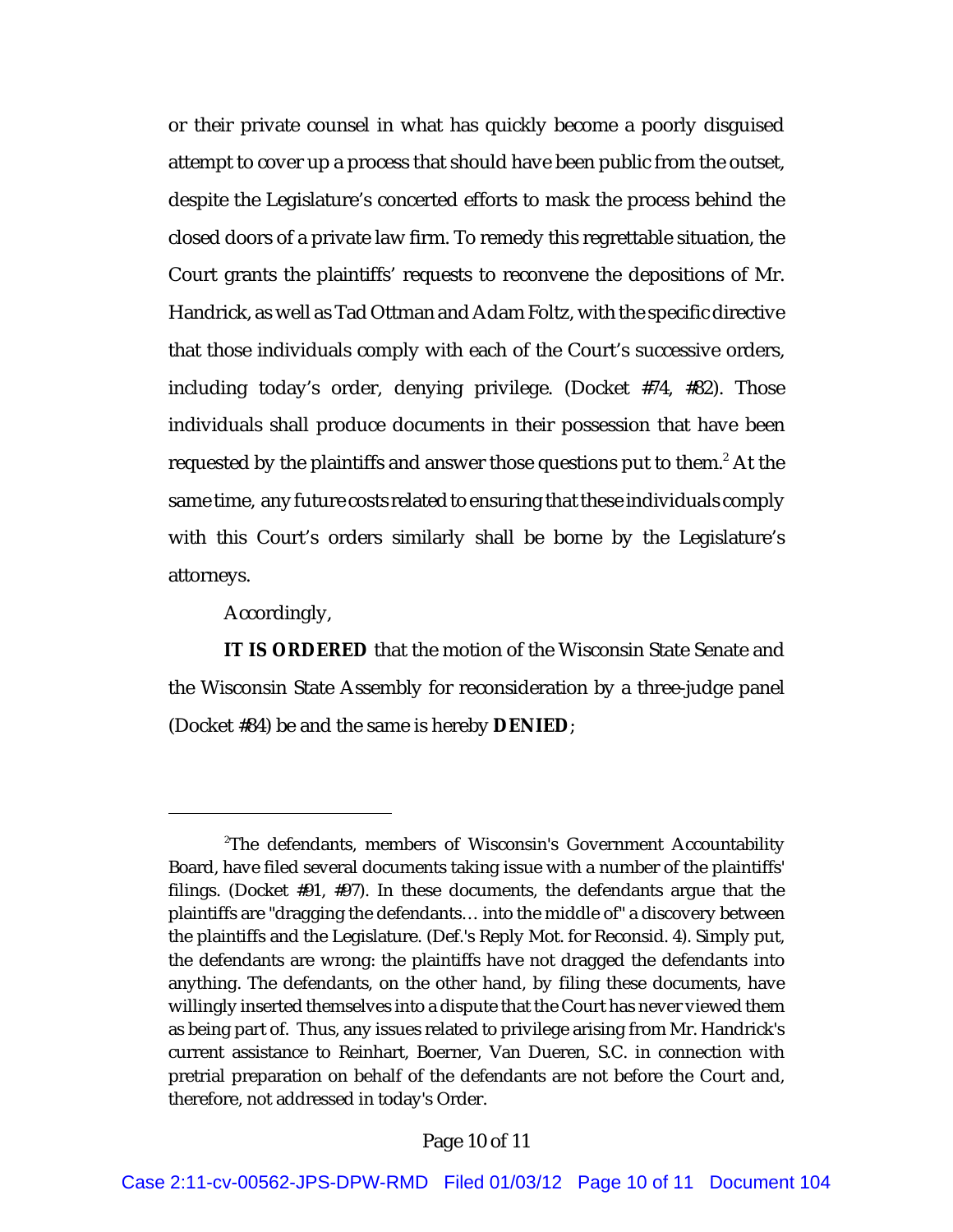or their private counsel in what has quickly become a poorly disguised attempt to cover up a process that should have been public from the outset, despite the Legislature's concerted efforts to mask the process behind the closed doors of a private law firm. To remedy this regrettable situation, the Court grants the plaintiffs' requests to reconvene the depositions of Mr. Handrick, as well as Tad Ottman and Adam Foltz, with the specific directive that those individuals comply with each of the Court's successive orders, including today's order, denying privilege. (Docket #74, #82). Those individuals shall produce documents in their possession that have been requested by the plaintiffs and answer those questions put to them.[2] At the same time, any future costs related to ensuring that these individuals comply with this Court's orders similarly shall be borne by the Legislature's attorneys.

Accordingly,

**IT IS ORDERED** that the motion of the Wisconsin State Senate and the Wisconsin State Assembly for reconsideration by a three-judge panel (Docket #84) be and the same is hereby **DENIED**;

---

[2]The defendants, members of Wisconsin's Government Accountability Board, have filed several documents taking issue with a number of the plaintiffs' filings. (Docket #91, #97). In these documents, the defendants argue that the plaintiffs are "dragging the defendants… into the middle of" a discovery between the plaintiffs and the Legislature. (Def.'s Reply Mot. for Reconsid. 4). Simply put, the defendants are wrong: the plaintiffs have not dragged the defendants into anything. The defendants, on the other hand, by filing these documents, have willingly inserted themselves into a dispute that the Court has never viewed them as being part of. Thus, any issues related to privilege arising from Mr. Handrick's current assistance to Reinhart, Boerner, Van Dueren, S.C. in connection with pretrial preparation on behalf of the defendants are not before the Court and, therefore, not addressed in today's Order.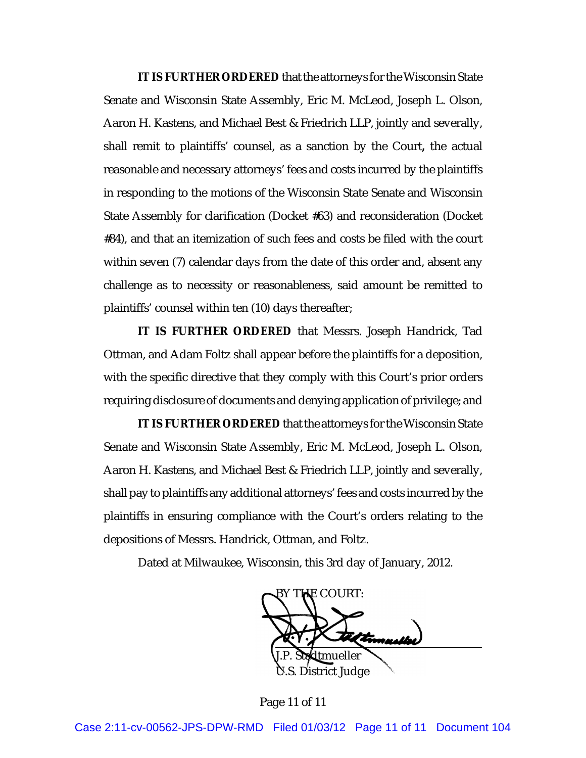**IT IS FURTHER ORDERED** that the attorneys for the Wisconsin State Senate and Wisconsin State Assembly, Eric M. McLeod, Joseph L. Olson, Aaron H. Kastens, and Michael Best & Friedrich LLP, jointly and severally, shall remit to plaintiffs' counsel, as a sanction by the Court**,** the actual reasonable and necessary attorneys' fees and costs incurred by the plaintiffs in responding to the motions of the Wisconsin State Senate and Wisconsin State Assembly for clarification (Docket #63) and reconsideration (Docket #84), and that an itemization of such fees and costs be filed with the court within seven (7) calendar days from the date of this order and, absent any challenge as to necessity or reasonableness, said amount be remitted to plaintiffs' counsel within ten (10) days thereafter;

**IT IS FURTHER ORDERED** that Messrs. Joseph Handrick, Tad Ottman, and Adam Foltz shall appear before the plaintiffs for a deposition, with the specific directive that they comply with this Court's prior orders requiring disclosure of documents and denying application of privilege; and

**IT IS FURTHER ORDERED** that the attorneys for the Wisconsin State Senate and Wisconsin State Assembly, Eric M. McLeod, Joseph L. Olson, Aaron H. Kastens, and Michael Best & Friedrich LLP, jointly and severally, shall pay to plaintiffs any additional attorneys' fees and costs incurred by the plaintiffs in ensuring compliance with the Court's orders relating to the depositions of Messrs. Handrick, Ottman, and Foltz.

Dated at Milwaukee, Wisconsin, this 3rd day of January, 2012.

BY THE COURT:

J.P. Stadtmueller
U.S. District Judge

Case 2:11-cv-00562-JPS-DPW-RMD Filed 01/03/12 Page 11 of 11 Document 104